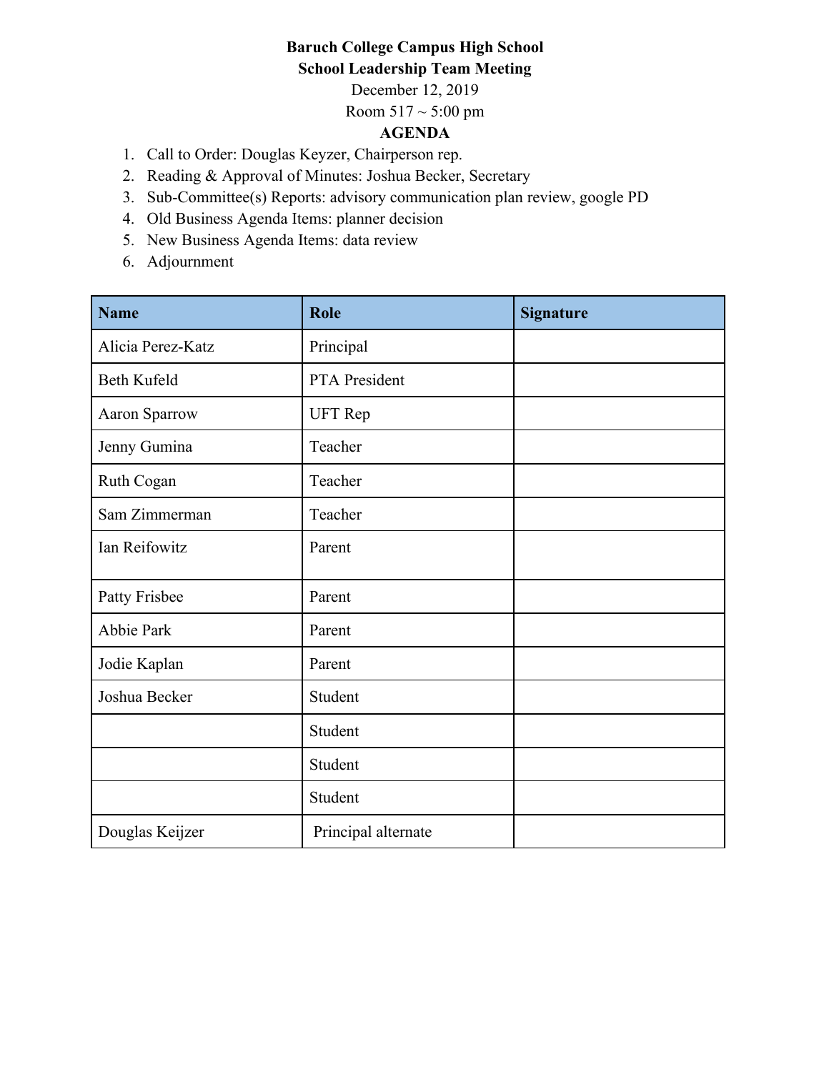**Baruch College Campus High School**

**School Leadership Team Meeting**

December 12, 2019

Room 517 ~ 5:00 pm

**AGENDA**

1. Call to Order: Douglas Keyzer, Chairperson rep.
2. Reading & Approval of Minutes: Joshua Becker, Secretary
3. Sub-Committee(s) Reports: advisory communication plan review, google PD
4. Old Business Agenda Items: planner decision
5. New Business Agenda Items: data review
6. Adjournment

| Name | Role | Signature |
|---|---|---|
| Alicia Perez-Katz | Principal | |
| Beth Kufeld | PTA President | |
| Aaron Sparrow | UFT Rep | |
| Jenny Gumina | Teacher | |
| Ruth Cogan | Teacher | |
| Sam Zimmerman | Teacher | |
| Ian Reifowitz | Parent | |
| Patty Frisbee | Parent | |
| Abbie Park | Parent | |
| Jodie Kaplan | Parent | |
| Joshua Becker | Student | |
| | Student | |
| | Student | |
| | Student | |
| Douglas Keijzer | Principal alternate | |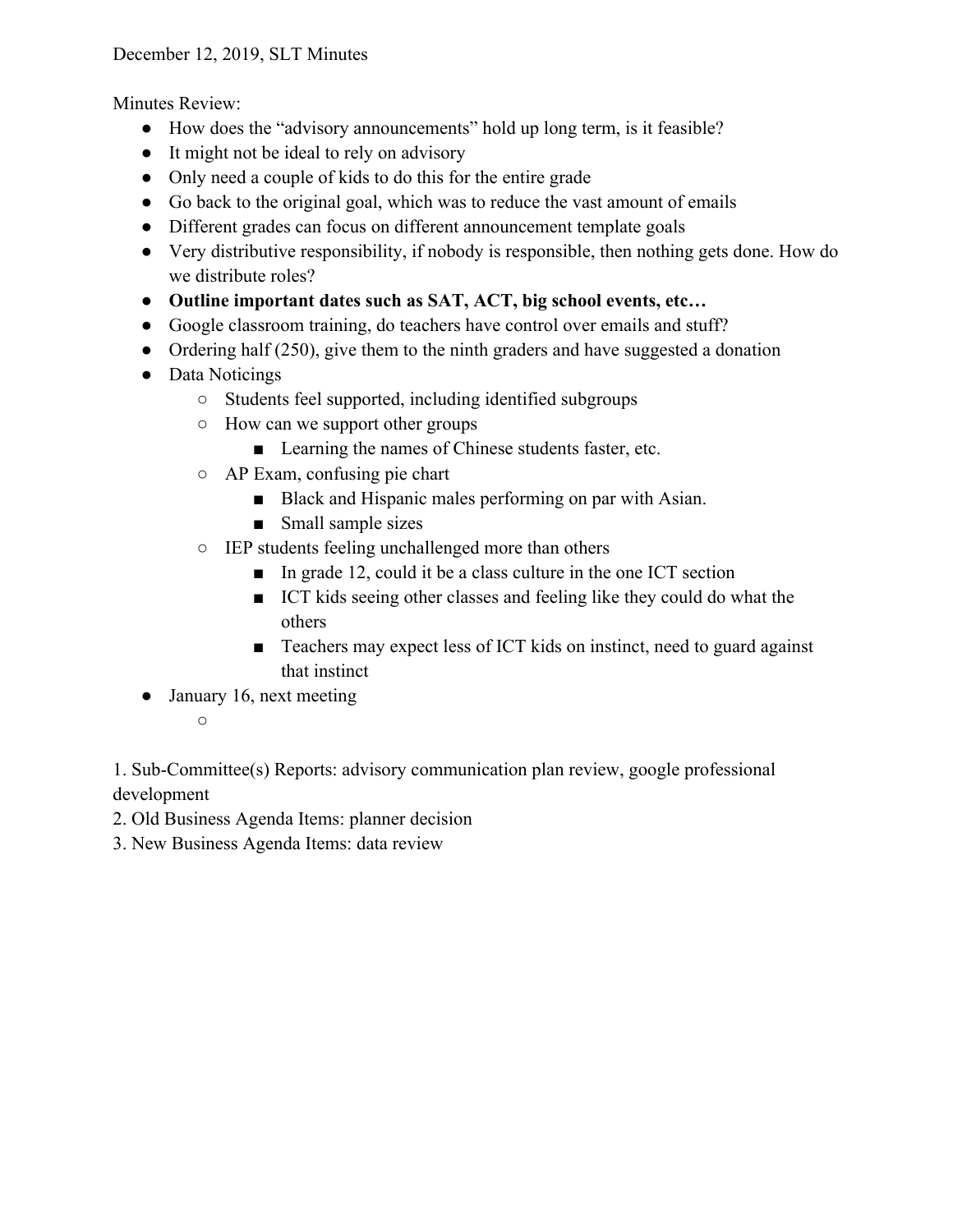December 12, 2019, SLT Minutes

Minutes Review:

- How does the "advisory announcements" hold up long term, is it feasible?
- It might not be ideal to rely on advisory
- Only need a couple of kids to do this for the entire grade
- Go back to the original goal, which was to reduce the vast amount of emails
- Different grades can focus on different announcement template goals
- Very distributive responsibility, if nobody is responsible, then nothing gets done. How do we distribute roles?
- **Outline important dates such as SAT, ACT, big school events, etc…**
- Google classroom training, do teachers have control over emails and stuff?
- Ordering half (250), give them to the ninth graders and have suggested a donation
- Data Noticings
    - Students feel supported, including identified subgroups
    - How can we support other groups
        - Learning the names of Chinese students faster, etc.
    - AP Exam, confusing pie chart
        - Black and Hispanic males performing on par with Asian.
        - Small sample sizes
    - IEP students feeling unchallenged more than others
        - In grade 12, could it be a class culture in the one ICT section
        - ICT kids seeing other classes and feeling like they could do what the others
        - Teachers may expect less of ICT kids on instinct, need to guard against that instinct
- January 16, next meeting
    - 

1. Sub-Committee(s) Reports: advisory communication plan review, google professional development
2. Old Business Agenda Items: planner decision
3. New Business Agenda Items: data review